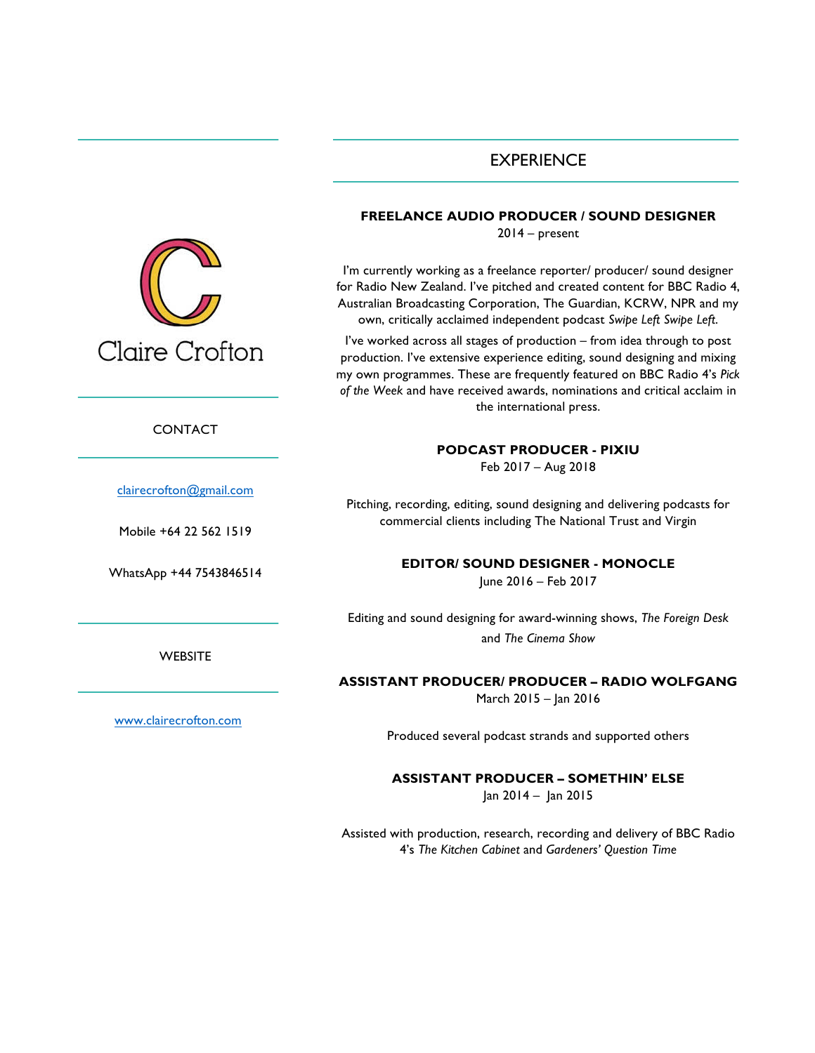# Claire Crofton

## CONTACT

[clairecrofton@gmail.com](mailto:clairecrofton@gmail.com)

Mobile +64 22 562 1519

WhatsApp +44 7543846514

## WEBSITE

[www.clairecrofton.com](http://www.clairecrofton.com)

## EXPERIENCE

### FREELANCE AUDIO PRODUCER / SOUND DESIGNER

2014 – present

I'm currently working as a freelance reporter/ producer/ sound designer for Radio New Zealand. I've pitched and created content for BBC Radio 4, Australian Broadcasting Corporation, The Guardian, KCRW, NPR and my own, critically acclaimed independent podcast *Swipe Left Swipe Left.*

I've worked across all stages of production – from idea through to post production. I've extensive experience editing, sound designing and mixing my own programmes. These are frequently featured on BBC Radio 4's *Pick of the Week* and have received awards, nominations and critical acclaim in the international press.

### PODCAST PRODUCER - PIXIU

Feb 2017 – Aug 2018

Pitching, recording, editing, sound designing and delivering podcasts for commercial clients including The National Trust and Virgin

### EDITOR/ SOUND DESIGNER - MONOCLE

June 2016 – Feb 2017

Editing and sound designing for award-winning shows, *The Foreign Desk* and *The Cinema Show*

### ASSISTANT PRODUCER/ PRODUCER – RADIO WOLFGANG

March 2015 – Jan 2016

Produced several podcast strands and supported others

### ASSISTANT PRODUCER – SOMETHIN' ELSE

Jan 2014 – Jan 2015

Assisted with production, research, recording and delivery of BBC Radio 4's *The Kitchen Cabinet* and *Gardeners' Question Time*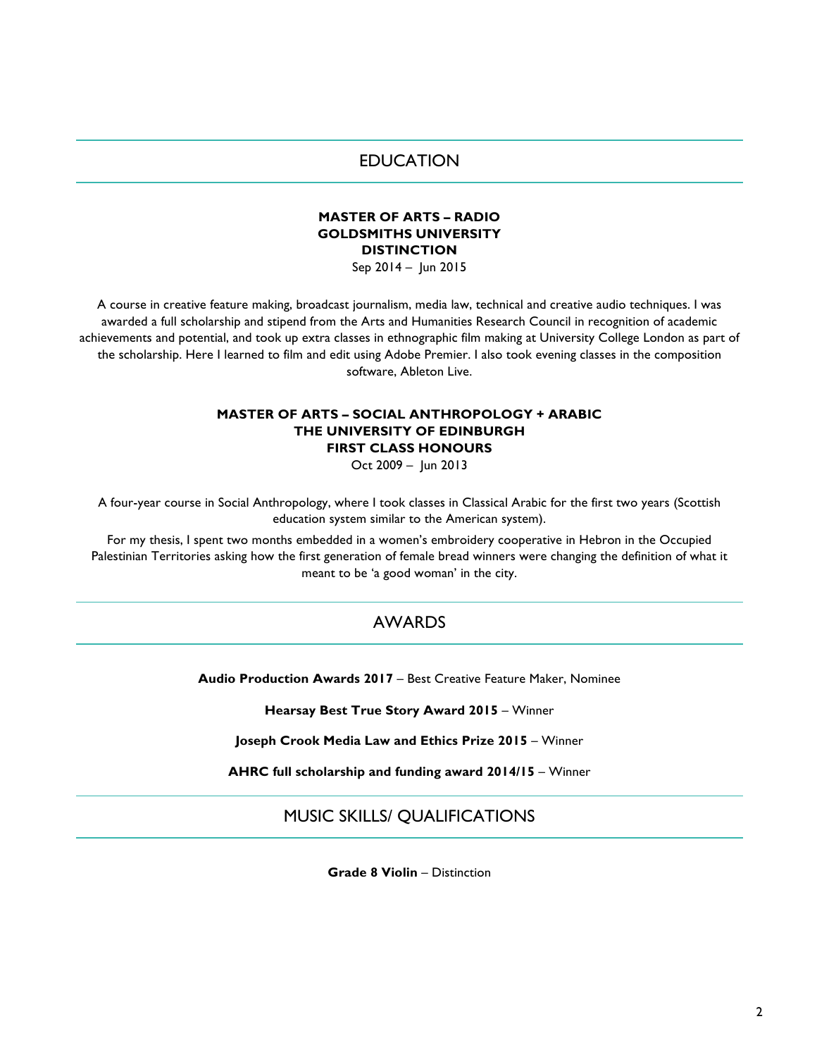## EDUCATION

**MASTER OF ARTS – RADIO**
**GOLDSMITHS UNIVERSITY**
**DISTINCTION**
Sep 2014 – Jun 2015

A course in creative feature making, broadcast journalism, media law, technical and creative audio techniques. I was awarded a full scholarship and stipend from the Arts and Humanities Research Council in recognition of academic achievements and potential, and took up extra classes in ethnographic film making at University College London as part of the scholarship. Here I learned to film and edit using Adobe Premier. I also took evening classes in the composition software, Ableton Live.

**MASTER OF ARTS – SOCIAL ANTHROPOLOGY + ARABIC**
**THE UNIVERSITY OF EDINBURGH**
**FIRST CLASS HONOURS**
Oct 2009 – Jun 2013

A four-year course in Social Anthropology, where I took classes in Classical Arabic for the first two years (Scottish education system similar to the American system).

For my thesis, I spent two months embedded in a women's embroidery cooperative in Hebron in the Occupied Palestinian Territories asking how the first generation of female bread winners were changing the definition of what it meant to be 'a good woman' in the city.

## AWARDS

**Audio Production Awards 2017** – Best Creative Feature Maker, Nominee

**Hearsay Best True Story Award 2015** – Winner

**Joseph Crook Media Law and Ethics Prize 2015** – Winner

**AHRC full scholarship and funding award 2014/15** – Winner

## MUSIC SKILLS/ QUALIFICATIONS

**Grade 8 Violin** – Distinction